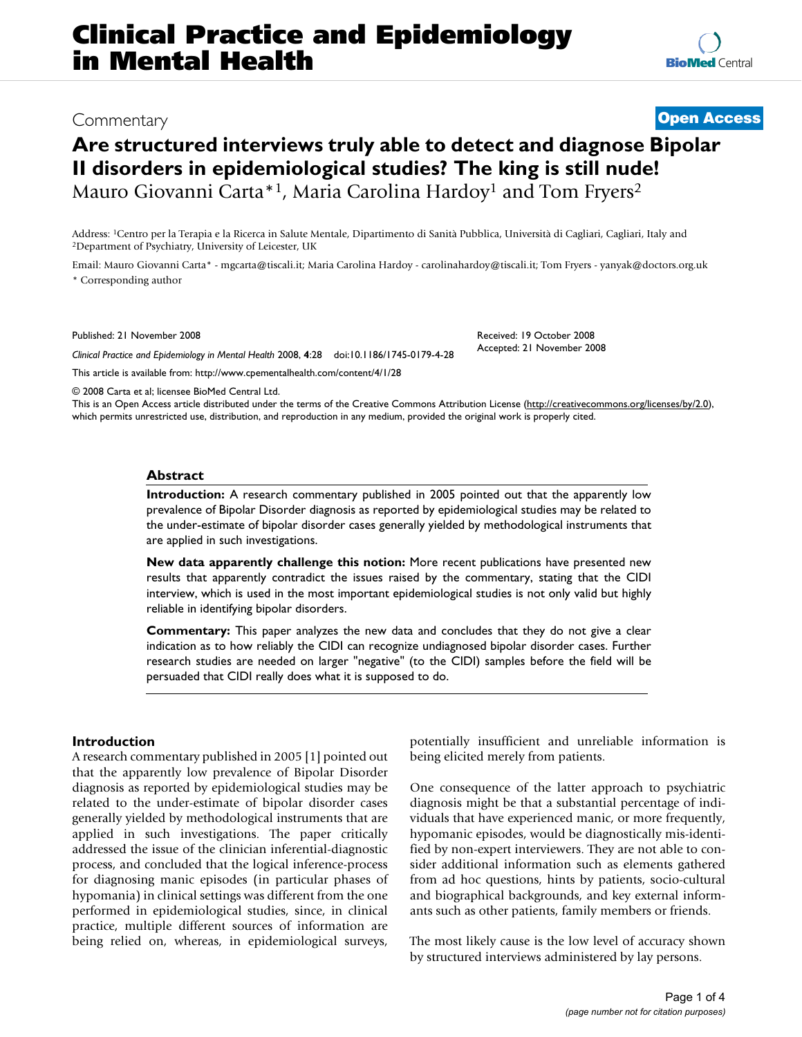# Clinical Practice and Epidemiology in Mental Health

Commentary

**Open Access**

# Are structured interviews truly able to detect and diagnose Bipolar II disorders in epidemiological studies? The king is still nude!

Mauro Giovanni Carta*[1], Maria Carolina Hardoy[1] and Tom Fryers[2]

Address: [1]Centro per la Terapia e la Ricerca in Salute Mentale, Dipartimento di Sanità Pubblica, Università di Cagliari, Cagliari, Italy and [2]Department of Psychiatry, University of Leicester, UK

Email: Mauro Giovanni Carta* - mgcarta@tiscali.it; Maria Carolina Hardoy - carolinahardoy@tiscali.it; Tom Fryers - yanyak@doctors.org.uk

\* Corresponding author

Published: 21 November 2008

*Clinical Practice and Epidemiology in Mental Health* 2008, **4**:28 doi:10.1186/1745-0179-4-28

Received: 19 October 2008
Accepted: 21 November 2008

This article is available from: http://www.cpementalhealth.com/content/4/1/28

© 2008 Carta et al; licensee BioMed Central Ltd.
This is an Open Access article distributed under the terms of the Creative Commons Attribution License (http://creativecommons.org/licenses/by/2.0), which permits unrestricted use, distribution, and reproduction in any medium, provided the original work is properly cited.

## Abstract

**Introduction:** A research commentary published in 2005 pointed out that the apparently low prevalence of Bipolar Disorder diagnosis as reported by epidemiological studies may be related to the under-estimate of bipolar disorder cases generally yielded by methodological instruments that are applied in such investigations.

**New data apparently challenge this notion:** More recent publications have presented new results that apparently contradict the issues raised by the commentary, stating that the CIDI interview, which is used in the most important epidemiological studies is not only valid but highly reliable in identifying bipolar disorders.

**Commentary:** This paper analyzes the new data and concludes that they do not give a clear indication as to how reliably the CIDI can recognize undiagnosed bipolar disorder cases. Further research studies are needed on larger "negative" (to the CIDI) samples before the field will be persuaded that CIDI really does what it is supposed to do.

## Introduction

A research commentary published in 2005 [1] pointed out that the apparently low prevalence of Bipolar Disorder diagnosis as reported by epidemiological studies may be related to the under-estimate of bipolar disorder cases generally yielded by methodological instruments that are applied in such investigations. The paper critically addressed the issue of the clinician inferential-diagnostic process, and concluded that the logical inference-process for diagnosing manic episodes (in particular phases of hypomania) in clinical settings was different from the one performed in epidemiological studies, since, in clinical practice, multiple different sources of information are being relied on, whereas, in epidemiological surveys, potentially insufficient and unreliable information is being elicited merely from patients.

One consequence of the latter approach to psychiatric diagnosis might be that a substantial percentage of individuals that have experienced manic, or more frequently, hypomanic episodes, would be diagnostically mis-identified by non-expert interviewers. They are not able to consider additional information such as elements gathered from ad hoc questions, hints by patients, socio-cultural and biographical backgrounds, and key external informants such as other patients, family members or friends.

The most likely cause is the low level of accuracy shown by structured interviews administered by lay persons.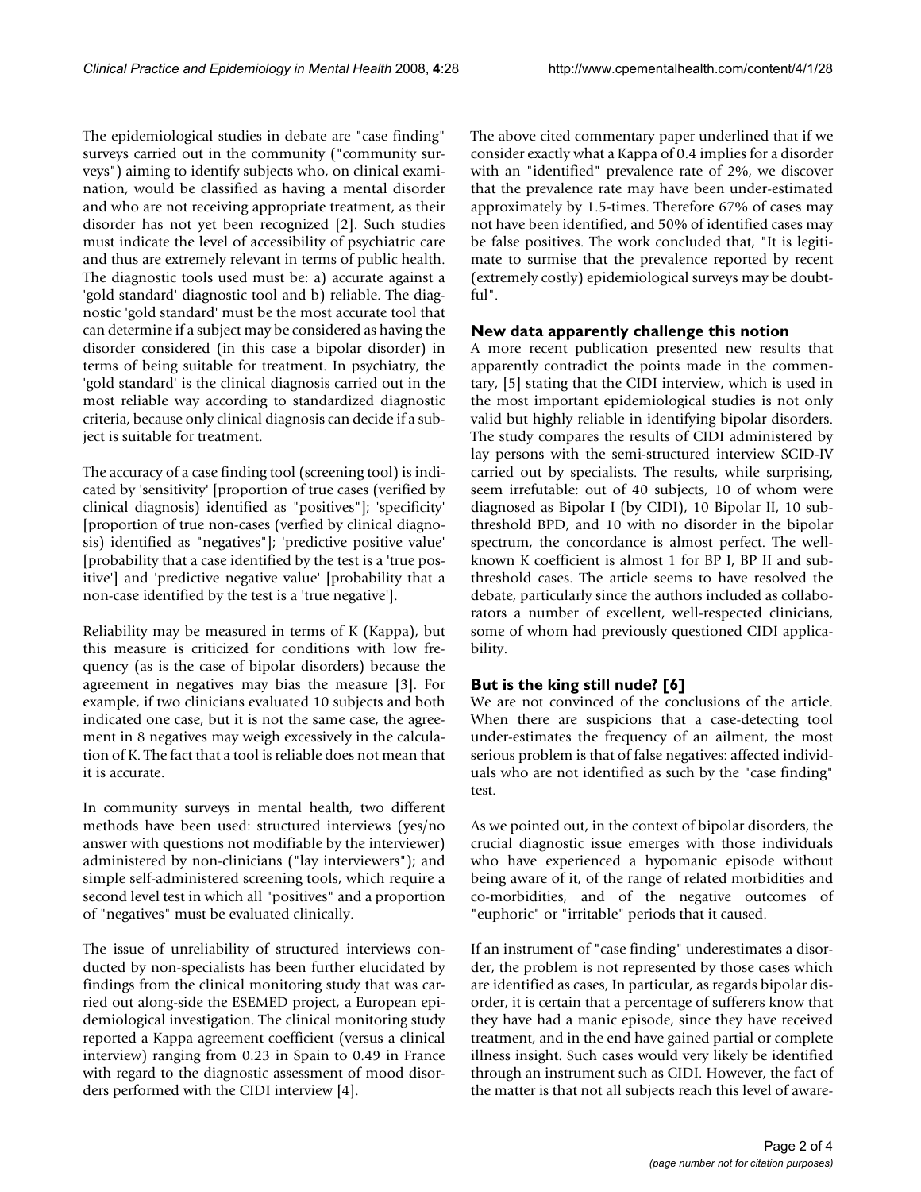The epidemiological studies in debate are "case finding" surveys carried out in the community ("community surveys") aiming to identify subjects who, on clinical examination, would be classified as having a mental disorder and who are not receiving appropriate treatment, as their disorder has not yet been recognized [2]. Such studies must indicate the level of accessibility of psychiatric care and thus are extremely relevant in terms of public health. The diagnostic tools used must be: a) accurate against a 'gold standard' diagnostic tool and b) reliable. The diagnostic 'gold standard' must be the most accurate tool that can determine if a subject may be considered as having the disorder considered (in this case a bipolar disorder) in terms of being suitable for treatment. In psychiatry, the 'gold standard' is the clinical diagnosis carried out in the most reliable way according to standardized diagnostic criteria, because only clinical diagnosis can decide if a subject is suitable for treatment.

The accuracy of a case finding tool (screening tool) is indicated by 'sensitivity' [proportion of true cases (verified by clinical diagnosis) identified as "positives"]; 'specificity' [proportion of true non-cases (verfied by clinical diagnosis) identified as "negatives"]; 'predictive positive value' [probability that a case identified by the test is a 'true positive'] and 'predictive negative value' [probability that a non-case identified by the test is a 'true negative'].

Reliability may be measured in terms of K (Kappa), but this measure is criticized for conditions with low frequency (as is the case of bipolar disorders) because the agreement in negatives may bias the measure [3]. For example, if two clinicians evaluated 10 subjects and both indicated one case, but it is not the same case, the agreement in 8 negatives may weigh excessively in the calculation of K. The fact that a tool is reliable does not mean that it is accurate.

In community surveys in mental health, two different methods have been used: structured interviews (yes/no answer with questions not modifiable by the interviewer) administered by non-clinicians ("lay interviewers"); and simple self-administered screening tools, which require a second level test in which all "positives" and a proportion of "negatives" must be evaluated clinically.

The issue of unreliability of structured interviews conducted by non-specialists has been further elucidated by findings from the clinical monitoring study that was carried out along-side the ESEMED project, a European epidemiological investigation. The clinical monitoring study reported a Kappa agreement coefficient (versus a clinical interview) ranging from 0.23 in Spain to 0.49 in France with regard to the diagnostic assessment of mood disorders performed with the CIDI interview [4].

The above cited commentary paper underlined that if we consider exactly what a Kappa of 0.4 implies for a disorder with an "identified" prevalence rate of 2%, we discover that the prevalence rate may have been under-estimated approximately by 1.5-times. Therefore 67% of cases may not have been identified, and 50% of identified cases may be false positives. The work concluded that, "It is legitimate to surmise that the prevalence reported by recent (extremely costly) epidemiological surveys may be doubtful".

## New data apparently challenge this notion

A more recent publication presented new results that apparently contradict the points made in the commentary, [5] stating that the CIDI interview, which is used in the most important epidemiological studies is not only valid but highly reliable in identifying bipolar disorders. The study compares the results of CIDI administered by lay persons with the semi-structured interview SCID-IV carried out by specialists. The results, while surprising, seem irrefutable: out of 40 subjects, 10 of whom were diagnosed as Bipolar I (by CIDI), 10 Bipolar II, 10 subthreshold BPD, and 10 with no disorder in the bipolar spectrum, the concordance is almost perfect. The well-known K coefficient is almost 1 for BP I, BP II and subthreshold cases. The article seems to have resolved the debate, particularly since the authors included as collaborators a number of excellent, well-respected clinicians, some of whom had previously questioned CIDI applicability.

## But is the king still nude? [6]

We are not convinced of the conclusions of the article. When there are suspicions that a case-detecting tool under-estimates the frequency of an ailment, the most serious problem is that of false negatives: affected individuals who are not identified as such by the "case finding" test.

As we pointed out, in the context of bipolar disorders, the crucial diagnostic issue emerges with those individuals who have experienced a hypomanic episode without being aware of it, of the range of related morbidities and co-morbidities, and of the negative outcomes of "euphoric" or "irritable" periods that it caused.

If an instrument of "case finding" underestimates a disorder, the problem is not represented by those cases which are identified as cases, In particular, as regards bipolar disorder, it is certain that a percentage of sufferers know that they have had a manic episode, since they have received treatment, and in the end have gained partial or complete illness insight. Such cases would very likely be identified through an instrument such as CIDI. However, the fact of the matter is that not all subjects reach this level of aware-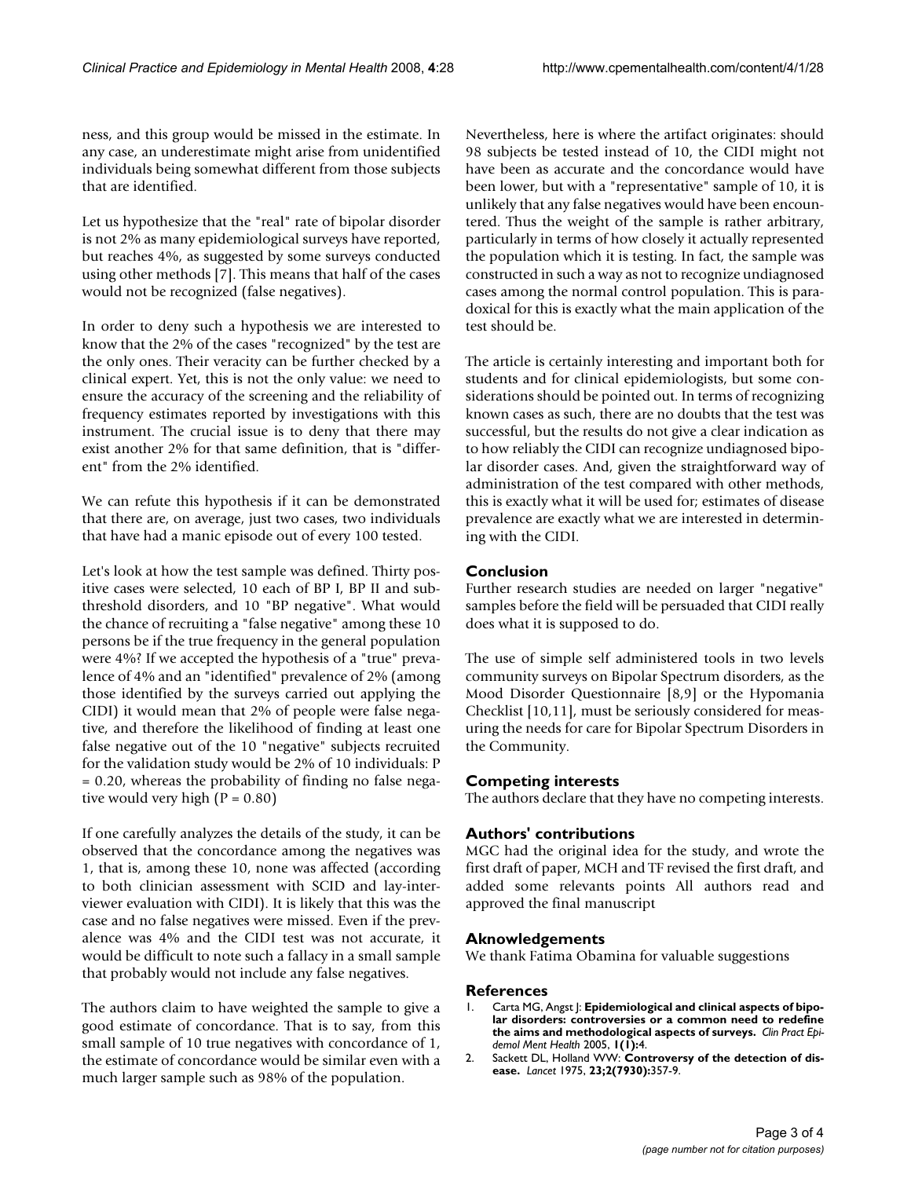ness, and this group would be missed in the estimate. In any case, an underestimate might arise from unidentified individuals being somewhat different from those subjects that are identified.

Let us hypothesize that the "real" rate of bipolar disorder is not 2% as many epidemiological surveys have reported, but reaches 4%, as suggested by some surveys conducted using other methods [7]. This means that half of the cases would not be recognized (false negatives).

In order to deny such a hypothesis we are interested to know that the 2% of the cases "recognized" by the test are the only ones. Their veracity can be further checked by a clinical expert. Yet, this is not the only value: we need to ensure the accuracy of the screening and the reliability of frequency estimates reported by investigations with this instrument. The crucial issue is to deny that there may exist another 2% for that same definition, that is "different" from the 2% identified.

We can refute this hypothesis if it can be demonstrated that there are, on average, just two cases, two individuals that have had a manic episode out of every 100 tested.

Let's look at how the test sample was defined. Thirty positive cases were selected, 10 each of BP I, BP II and subthreshold disorders, and 10 "BP negative". What would the chance of recruiting a "false negative" among these 10 persons be if the true frequency in the general population were 4%? If we accepted the hypothesis of a "true" prevalence of 4% and an "identified" prevalence of 2% (among those identified by the surveys carried out applying the CIDI) it would mean that 2% of people were false negative, and therefore the likelihood of finding at least one false negative out of the 10 "negative" subjects recruited for the validation study would be 2% of 10 individuals: $P = 0.20$, whereas the probability of finding no false negative would very high ($P = 0.80$)

If one carefully analyzes the details of the study, it can be observed that the concordance among the negatives was 1, that is, among these 10, none was affected (according to both clinician assessment with SCID and lay-interviewer evaluation with CIDI). It is likely that this was the case and no false negatives were missed. Even if the prevalence was 4% and the CIDI test was not accurate, it would be difficult to note such a fallacy in a small sample that probably would not include any false negatives.

The authors claim to have weighted the sample to give a good estimate of concordance. That is to say, from this small sample of 10 true negatives with concordance of 1, the estimate of concordance would be similar even with a much larger sample such as 98% of the population.

Nevertheless, here is where the artifact originates: should 98 subjects be tested instead of 10, the CIDI might not have been as accurate and the concordance would have been lower, but with a "representative" sample of 10, it is unlikely that any false negatives would have been encountered. Thus the weight of the sample is rather arbitrary, particularly in terms of how closely it actually represented the population which it is testing. In fact, the sample was constructed in such a way as not to recognize undiagnosed cases among the normal control population. This is paradoxical for this is exactly what the main application of the test should be.

The article is certainly interesting and important both for students and for clinical epidemiologists, but some considerations should be pointed out. In terms of recognizing known cases as such, there are no doubts that the test was successful, but the results do not give a clear indication as to how reliably the CIDI can recognize undiagnosed bipolar disorder cases. And, given the straightforward way of administration of the test compared with other methods, this is exactly what it will be used for; estimates of disease prevalence are exactly what we are interested in determining with the CIDI.

## Conclusion

Further research studies are needed on larger "negative" samples before the field will be persuaded that CIDI really does what it is supposed to do.

The use of simple self administered tools in two levels community surveys on Bipolar Spectrum disorders, as the Mood Disorder Questionnaire [8,9] or the Hypomania Checklist [10,11], must be seriously considered for measuring the needs for care for Bipolar Spectrum Disorders in the Community.

## Competing interests

The authors declare that they have no competing interests.

## Authors' contributions

MGC had the original idea for the study, and wrote the first draft of paper, MCH and TF revised the first draft, and added some relevants points All authors read and approved the final manuscript

## Aknowledgements

We thank Fatima Obamina for valuable suggestions

## References

1. Carta MG, Angst J: **Epidemiological and clinical aspects of bipolar disorders: controversies or a common need to redefine the aims and methodological aspects of surveys.** *Clin Pract Epidemol Ment Health* 2005, **1(1):**4.
2. Sackett DL, Holland WW: **Controversy of the detection of disease.** *Lancet* 1975, **23;2(7930):**357-9.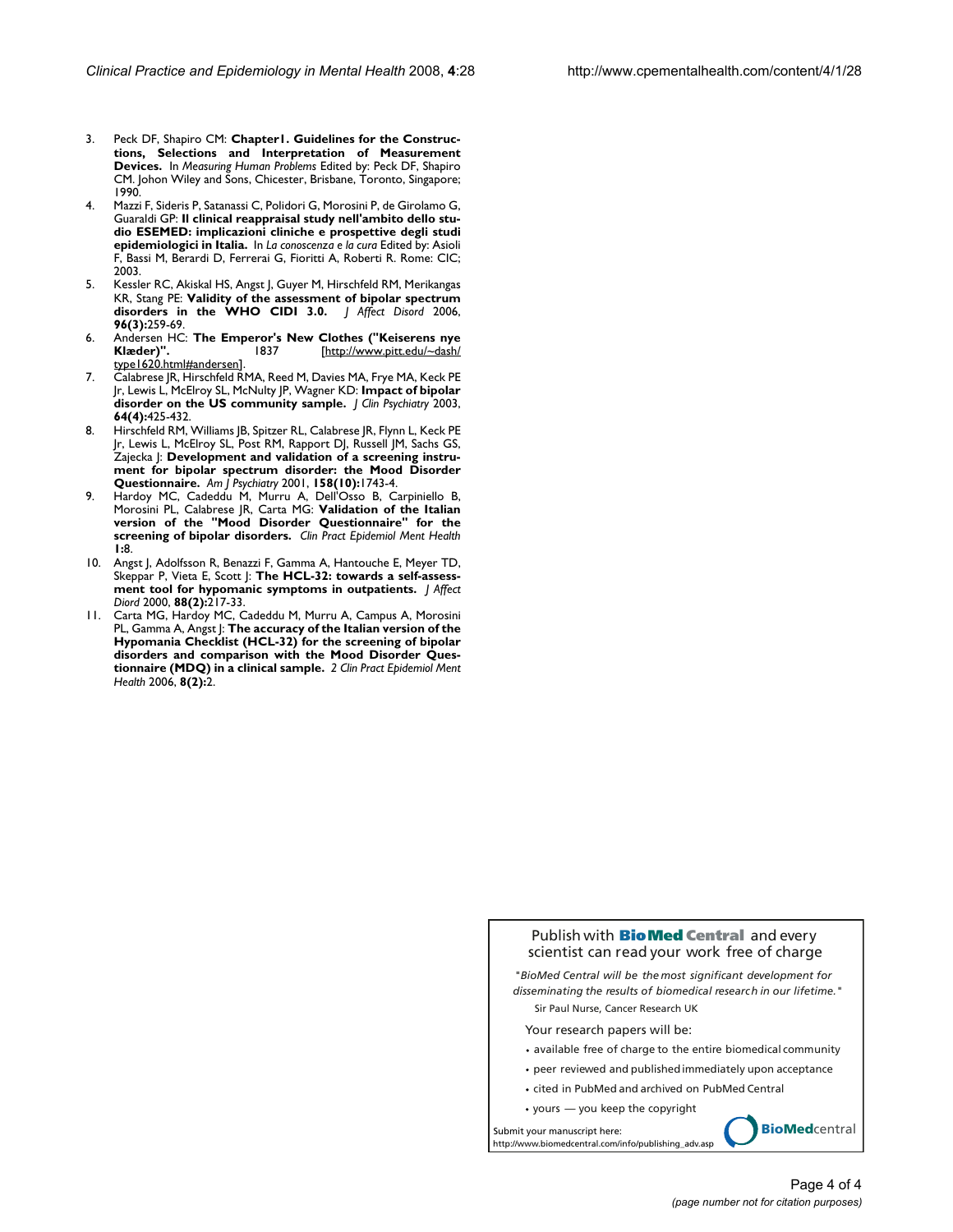3. Peck DF, Shapiro CM: **Chapter1. Guidelines for the Constructions, Selections and Interpretation of Measurement Devices.** In *Measuring Human Problems* Edited by: Peck DF, Shapiro CM. Johon Wiley and Sons, Chicester, Brisbane, Toronto, Singapore; 1990.
4. Mazzi F, Sideris P, Satanassi C, Polidori G, Morosini P, de Girolamo G, Guaraldi GP: **Il clinical reappraisal study nell'ambito dello studio ESEMED: implicazioni cliniche e prospettive degli studi epidemiologici in Italia.** In *La conoscenza e la cura* Edited by: Asioli F, Bassi M, Berardi D, Ferrerai G, Fioritti A, Roberti R. Rome: CIC; 2003.
5. Kessler RC, Akiskal HS, Angst J, Guyer M, Hirschfeld RM, Merikangas KR, Stang PE: **Validity of the assessment of bipolar spectrum disorders in the WHO CIDI 3.0.** *J Affect Disord* 2006, **96(3):**259-69.
6. Andersen HC: **The Emperor's New Clothes ("Keiserens nye Klæder").** 1837 [http://www.pitt.edu/~dash/type1620.html#andersen].
7. Calabrese JR, Hirschfeld RMA, Reed M, Davies MA, Frye MA, Keck PE Jr, Lewis L, McElroy SL, McNulty JP, Wagner KD: **Impact of bipolar disorder on the US community sample.** *J Clin Psychiatry* 2003, **64(4):**425-432.
8. Hirschfeld RM, Williams JB, Spitzer RL, Calabrese JR, Flynn L, Keck PE Jr, Lewis L, McElroy SL, Post RM, Rapport DJ, Russell JM, Sachs GS, Zajecka J: **Development and validation of a screening instrument for bipolar spectrum disorder: the Mood Disorder Questionnaire.** *Am J Psychiatry* 2001, **158(10):**1743-4.
9. Hardoy MC, Cadeddu M, Murru A, Dell'Osso B, Carpiniello B, Morosini PL, Calabrese JR, Carta MG: **Validation of the Italian version of the "Mood Disorder Questionnaire" for the screening of bipolar disorders.** *Clin Pract Epidemiol Ment Health* **1:**8.
10. Angst J, Adolfsson R, Benazzi F, Gamma A, Hantouche E, Meyer TD, Skeppar P, Vieta E, Scott J: **The HCL-32: towards a self-assessment tool for hypomanic symptoms in outpatients.** *J Affect Diord* 2000, **88(2):**217-33.
11. Carta MG, Hardoy MC, Cadeddu M, Murru A, Campus A, Morosini PL, Gamma A, Angst J: **The accuracy of the Italian version of the Hypomania Checklist (HCL-32) for the screening of bipolar disorders and comparison with the Mood Disorder Questionnaire (MDQ) in a clinical sample.** *2 Clin Pract Epidemiol Ment Health* 2006, **8(2):**2.

Publish with **BioMed Central** and every scientist can read your work free of charge

*"BioMed Central will be the most significant development for disseminating the results of biomedical research in our lifetime."*

Sir Paul Nurse, Cancer Research UK

Your research papers will be:

- available free of charge to the entire biomedical community
- peer reviewed and published immediately upon acceptance
- cited in PubMed and archived on PubMed Central
- yours — you keep the copyright

Submit your manuscript here:
http://www.biomedcentral.com/info/publishing_adv.asp

**BioMed**central